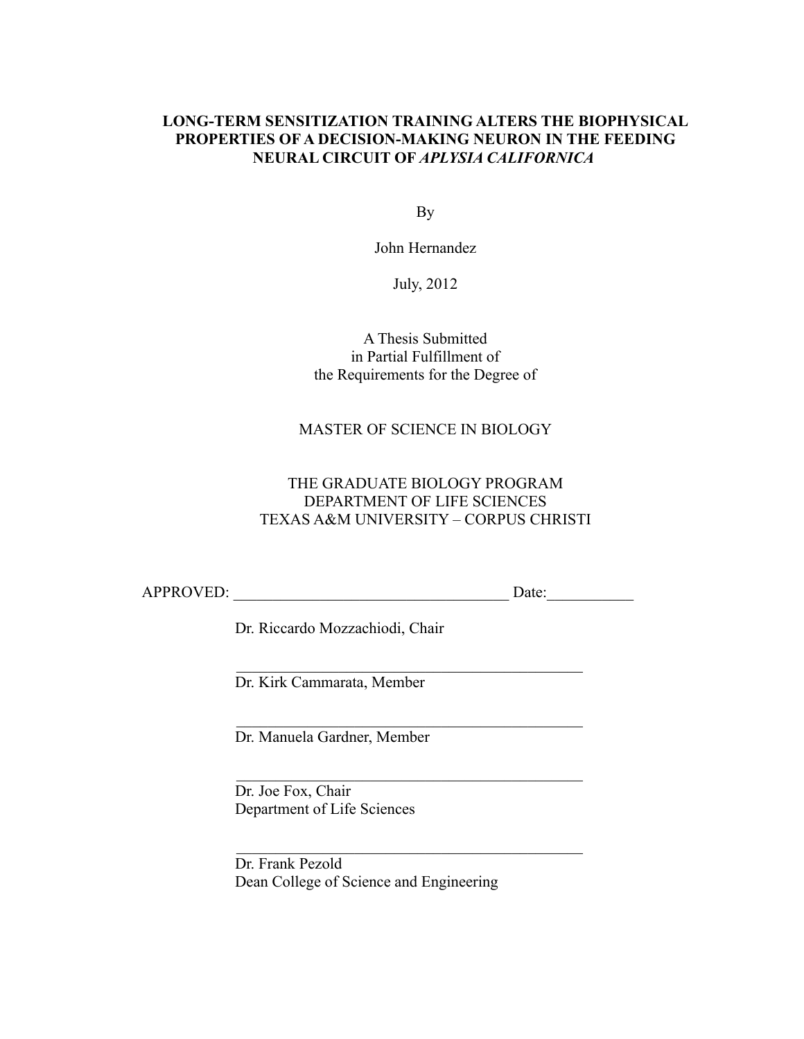# LONG-TERM SENSITIZATION TRAINING ALTERS THE BIOPHYSICAL PROPERTIES OF A DECISION-MAKING NEURON IN THE FEEDING NEURAL CIRCUIT OF *APLYSIA CALIFORNICA*

By

John Hernandez

July, 2012

A Thesis Submitted
in Partial Fulfillment of
the Requirements for the Degree of

MASTER OF SCIENCE IN BIOLOGY

THE GRADUATE BIOLOGY PROGRAM
DEPARTMENT OF LIFE SCIENCES
TEXAS A&M UNIVERSITY – CORPUS CHRISTI

APPROVED: ___________________________________ Date:___________

Dr. Riccardo Mozzachiodi, Chair

_____________________________________________
Dr. Kirk Cammarata, Member

_____________________________________________
Dr. Manuela Gardner, Member

_____________________________________________
Dr. Joe Fox, Chair
Department of Life Sciences

_____________________________________________
Dr. Frank Pezold
Dean College of Science and Engineering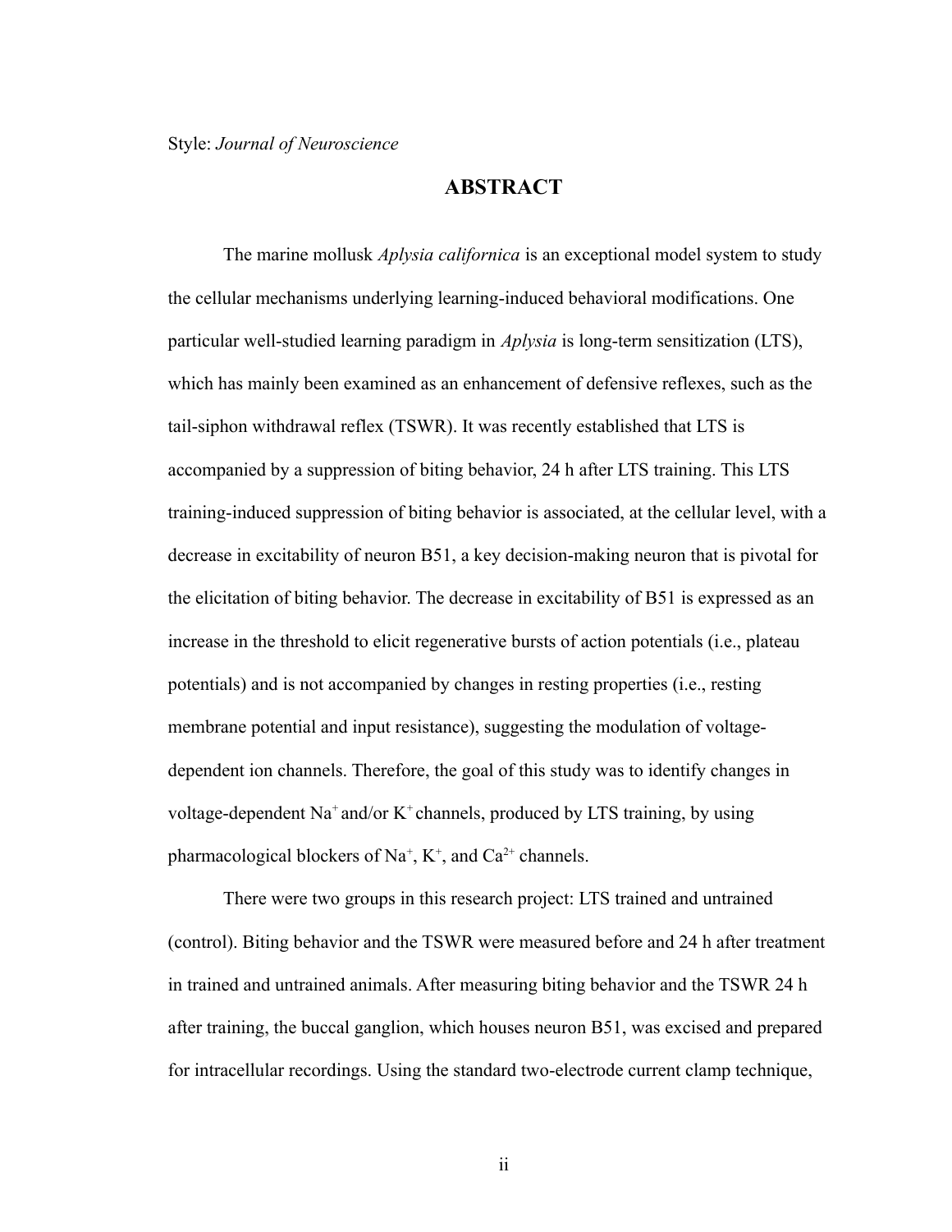Style: *Journal of Neuroscience*

## ABSTRACT

The marine mollusk *Aplysia californica* is an exceptional model system to study the cellular mechanisms underlying learning-induced behavioral modifications. One particular well-studied learning paradigm in *Aplysia* is long-term sensitization (LTS), which has mainly been examined as an enhancement of defensive reflexes, such as the tail-siphon withdrawal reflex (TSWR). It was recently established that LTS is accompanied by a suppression of biting behavior, 24 h after LTS training. This LTS training-induced suppression of biting behavior is associated, at the cellular level, with a decrease in excitability of neuron B51, a key decision-making neuron that is pivotal for the elicitation of biting behavior. The decrease in excitability of B51 is expressed as an increase in the threshold to elicit regenerative bursts of action potentials (i.e., plateau potentials) and is not accompanied by changes in resting properties (i.e., resting membrane potential and input resistance), suggesting the modulation of voltage-dependent ion channels. Therefore, the goal of this study was to identify changes in voltage-dependent $Na^+$ and/or $K^+$ channels, produced by LTS training, by using pharmacological blockers of $Na^+$, $K^+$, and $Ca^{2+}$ channels.

There were two groups in this research project: LTS trained and untrained (control). Biting behavior and the TSWR were measured before and 24 h after treatment in trained and untrained animals. After measuring biting behavior and the TSWR 24 h after training, the buccal ganglion, which houses neuron B51, was excised and prepared for intracellular recordings. Using the standard two-electrode current clamp technique,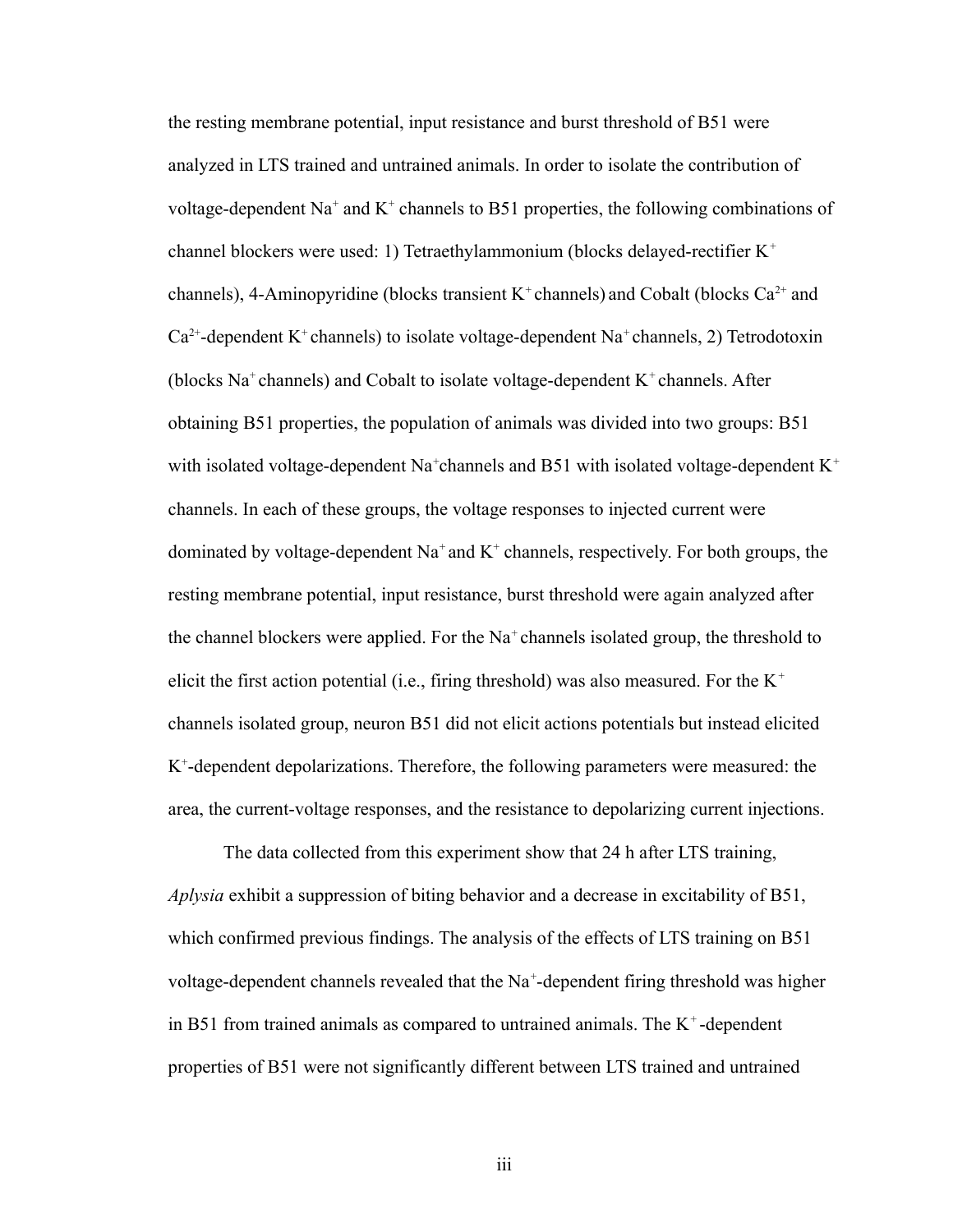the resting membrane potential, input resistance and burst threshold of B51 were analyzed in LTS trained and untrained animals. In order to isolate the contribution of voltage-dependent $Na^+$ and $K^+$ channels to B51 properties, the following combinations of channel blockers were used: 1) Tetraethylammonium (blocks delayed-rectifier $K^+$ channels), 4-Aminopyridine (blocks transient $K^+$ channels) and Cobalt (blocks $Ca^{2+}$ and $Ca^{2+}$-dependent $K^+$ channels) to isolate voltage-dependent $Na^+$ channels, 2) Tetrodotoxin (blocks $Na^+$ channels) and Cobalt to isolate voltage-dependent $K^+$ channels. After obtaining B51 properties, the population of animals was divided into two groups: B51 with isolated voltage-dependent $Na^+$channels and B51 with isolated voltage-dependent $K^+$ channels. In each of these groups, the voltage responses to injected current were dominated by voltage-dependent $Na^+$ and $K^+$ channels, respectively. For both groups, the resting membrane potential, input resistance, burst threshold were again analyzed after the channel blockers were applied. For the $Na^+$ channels isolated group, the threshold to elicit the first action potential (i.e., firing threshold) was also measured. For the $K^+$ channels isolated group, neuron B51 did not elicit actions potentials but instead elicited $K^+$-dependent depolarizations. Therefore, the following parameters were measured: the area, the current-voltage responses, and the resistance to depolarizing current injections.

The data collected from this experiment show that 24 h after LTS training, *Aplysia* exhibit a suppression of biting behavior and a decrease in excitability of B51, which confirmed previous findings. The analysis of the effects of LTS training on B51 voltage-dependent channels revealed that the $Na^+$-dependent firing threshold was higher in B51 from trained animals as compared to untrained animals. The $K^+$-dependent properties of B51 were not significantly different between LTS trained and untrained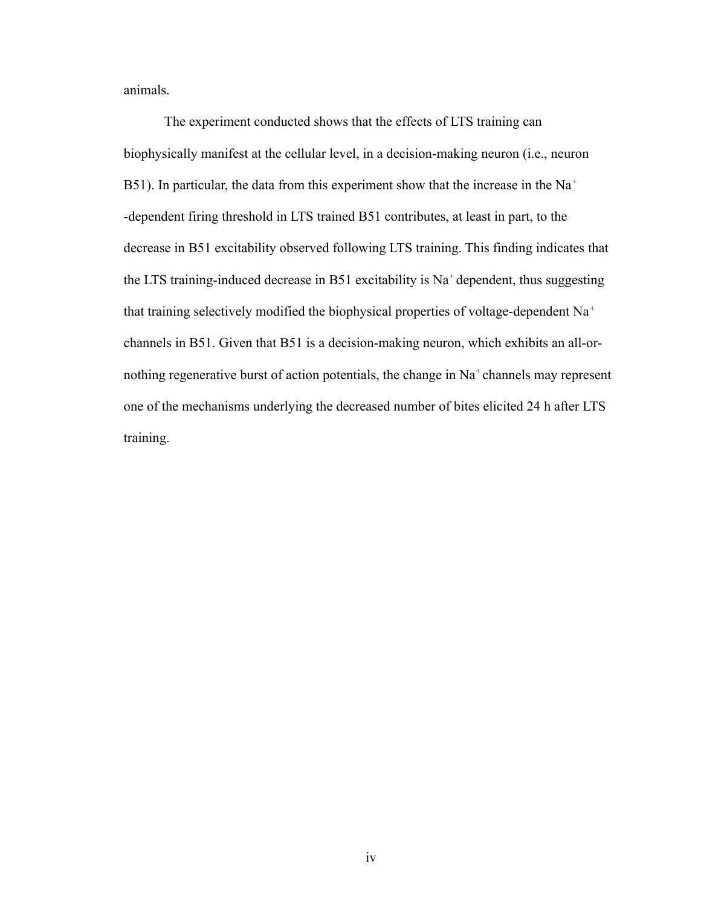animals.

The experiment conducted shows that the effects of LTS training can biophysically manifest at the cellular level, in a decision-making neuron (i.e., neuron B51). In particular, the data from this experiment show that the increase in the $Na^+$-dependent firing threshold in LTS trained B51 contributes, at least in part, to the decrease in B51 excitability observed following LTS training. This finding indicates that the LTS training-induced decrease in B51 excitability is $Na^+$ dependent, thus suggesting that training selectively modified the biophysical properties of voltage-dependent $Na^+$ channels in B51. Given that B51 is a decision-making neuron, which exhibits an all-or-nothing regenerative burst of action potentials, the change in $Na^+$ channels may represent one of the mechanisms underlying the decreased number of bites elicited 24 h after LTS training.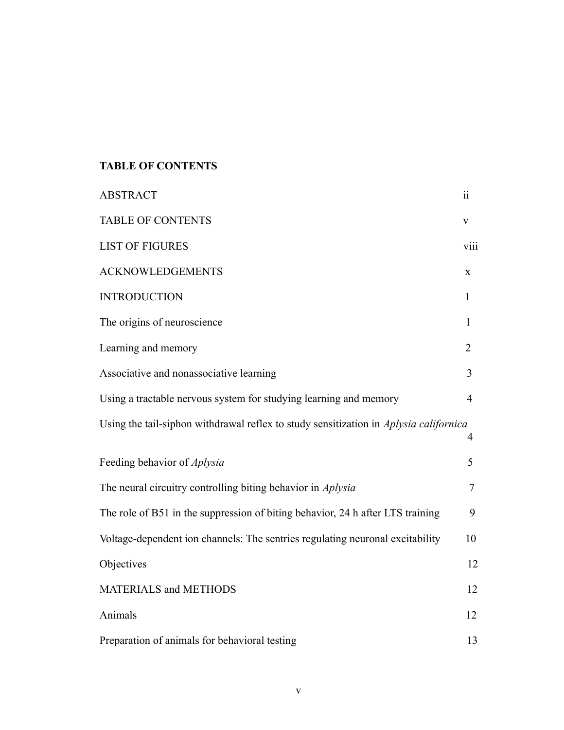**TABLE OF CONTENTS**

| | |
|---|---|
| ABSTRACT | ii |
| TABLE OF CONTENTS | v |
| LIST OF FIGURES | viii |
| ACKNOWLEDGEMENTS | x |
| INTRODUCTION | 1 |
| The origins of neuroscience | 1 |
| Learning and memory | 2 |
| Associative and nonassociative learning | 3 |
| Using a tractable nervous system for studying learning and memory | 4 |
| Using the tail-siphon withdrawal reflex to study sensitization in *Aplysia californica* | 4 |
| Feeding behavior of *Aplysia* | 5 |
| The neural circuitry controlling biting behavior in *Aplysia* | 7 |
| The role of B51 in the suppression of biting behavior, 24 h after LTS training | 9 |
| Voltage-dependent ion channels: The sentries regulating neuronal excitability | 10 |
| Objectives | 12 |
| MATERIALS and METHODS | 12 |
| Animals | 12 |
| Preparation of animals for behavioral testing | 13 |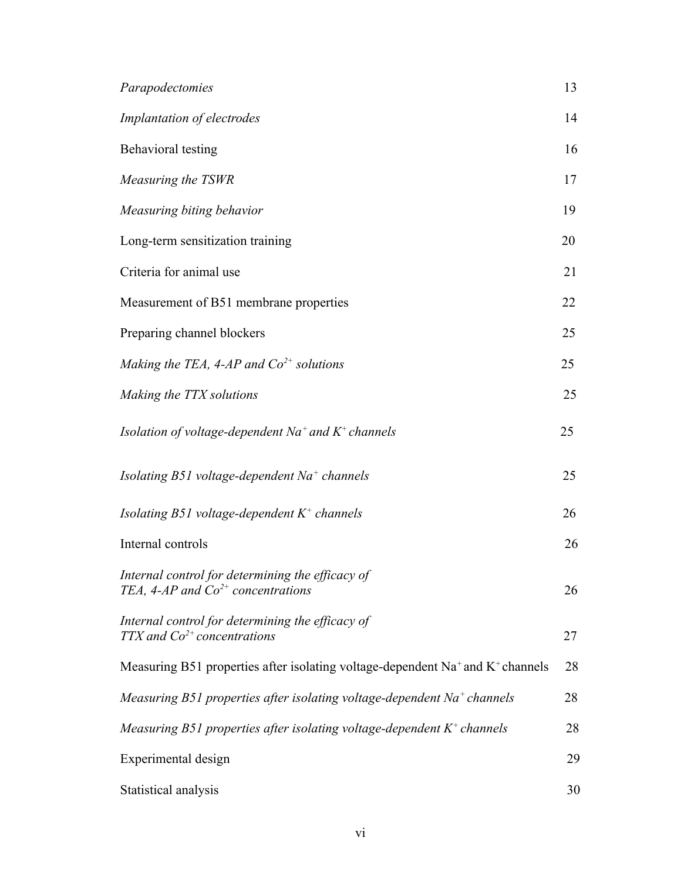| | |
|---|---|
| *Parapodectomies* | 13 |
| *Implantation of electrodes* | 14 |
| Behavioral testing | 16 |
| *Measuring the TSWR* | 17 |
| *Measuring biting behavior* | 19 |
| Long-term sensitization training | 20 |
| Criteria for animal use | 21 |
| Measurement of B51 membrane properties | 22 |
| Preparing channel blockers | 25 |
| *Making the TEA, 4-AP and $Co^{2+}$ solutions* | 25 |
| *Making the TTX solutions* | 25 |
| *Isolation of voltage-dependent $Na^{+}$ and $K^{+}$ channels* | 25 |
| *Isolating B51 voltage-dependent $Na^{+}$ channels* | 25 |
| *Isolating B51 voltage-dependent $K^{+}$ channels* | 26 |
| Internal controls | 26 |
| *Internal control for determining the efficacy of TEA, 4-AP and $Co^{2+}$ concentrations* | 26 |
| *Internal control for determining the efficacy of TTX and $Co^{2+}$ concentrations* | 27 |
| Measuring B51 properties after isolating voltage-dependent $Na^{+}$ and $K^{+}$ channels | 28 |
| *Measuring B51 properties after isolating voltage-dependent $Na^{+}$ channels* | 28 |
| *Measuring B51 properties after isolating voltage-dependent $K^{+}$ channels* | 28 |
| Experimental design | 29 |
| Statistical analysis | 30 |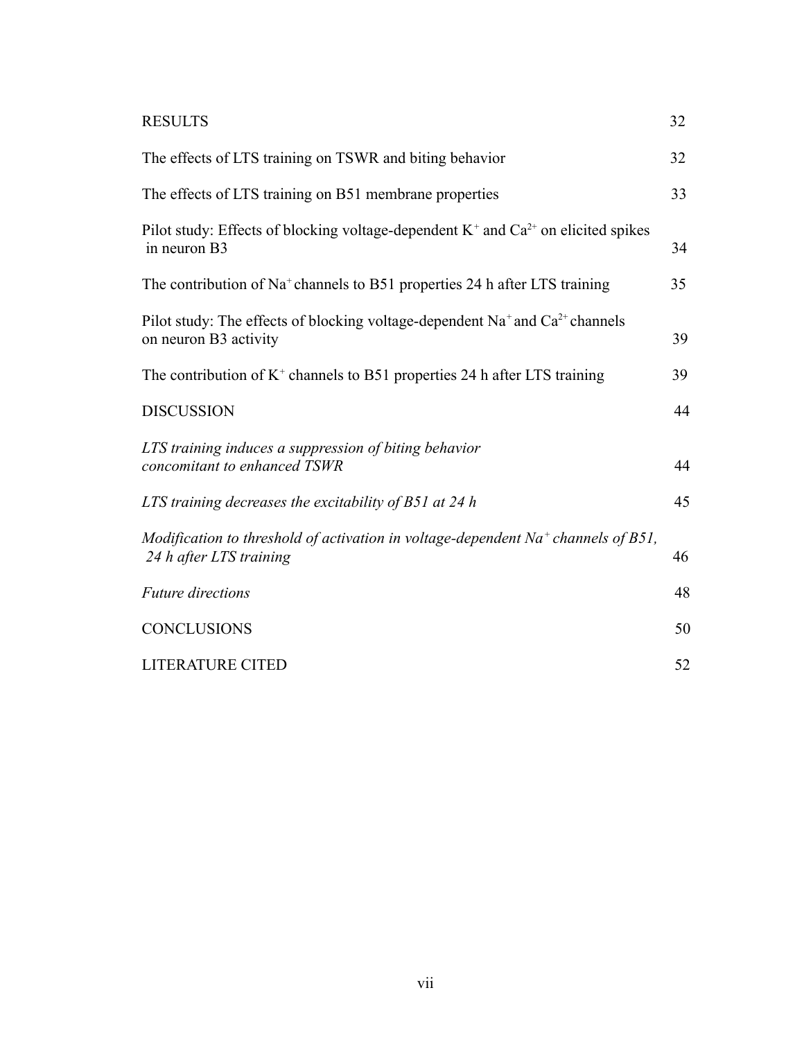| | |
|---|---|
| RESULTS | 32 |
| The effects of LTS training on TSWR and biting behavior | 32 |
| The effects of LTS training on B51 membrane properties | 33 |
| Pilot study: Effects of blocking voltage-dependent $K^+$ and $Ca^{2+}$ on elicited spikes in neuron B3 | 34 |
| The contribution of $Na^+$ channels to B51 properties 24 h after LTS training | 35 |
| Pilot study: The effects of blocking voltage-dependent $Na^+$ and $Ca^{2+}$ channels on neuron B3 activity | 39 |
| The contribution of $K^+$ channels to B51 properties 24 h after LTS training | 39 |
| DISCUSSION | 44 |
| *LTS training induces a suppression of biting behavior concomitant to enhanced TSWR* | 44 |
| *LTS training decreases the excitability of B51 at 24 h* | 45 |
| *Modification to threshold of activation in voltage-dependent $Na^+$ channels of B51, 24 h after LTS training* | 46 |
| *Future directions* | 48 |
| CONCLUSIONS | 50 |
| LITERATURE CITED | 52 |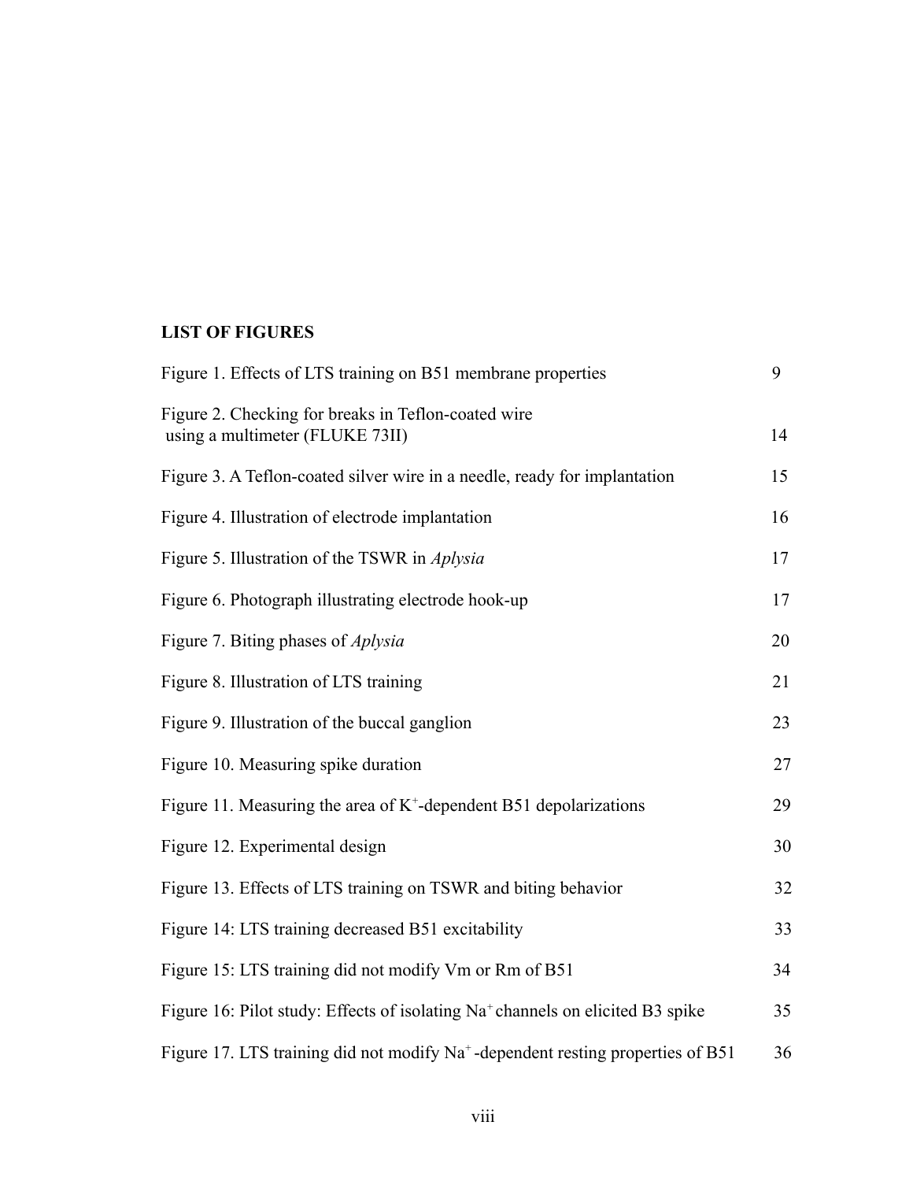## LIST OF FIGURES

| | |
|---|---|
| Figure 1. Effects of LTS training on B51 membrane properties | 9 |
| Figure 2. Checking for breaks in Teflon-coated wire using a multimeter (FLUKE 73II) | 14 |
| Figure 3. A Teflon-coated silver wire in a needle, ready for implantation | 15 |
| Figure 4. Illustration of electrode implantation | 16 |
| Figure 5. Illustration of the TSWR in *Aplysia* | 17 |
| Figure 6. Photograph illustrating electrode hook-up | 17 |
| Figure 7. Biting phases of *Aplysia* | 20 |
| Figure 8. Illustration of LTS training | 21 |
| Figure 9. Illustration of the buccal ganglion | 23 |
| Figure 10. Measuring spike duration | 27 |
| Figure 11. Measuring the area of $K^+$-dependent B51 depolarizations | 29 |
| Figure 12. Experimental design | 30 |
| Figure 13. Effects of LTS training on TSWR and biting behavior | 32 |
| Figure 14: LTS training decreased B51 excitability | 33 |
| Figure 15: LTS training did not modify Vm or Rm of B51 | 34 |
| Figure 16: Pilot study: Effects of isolating $Na^+$ channels on elicited B3 spike | 35 |
| Figure 17. LTS training did not modify $Na^+$-dependent resting properties of B51 | 36 |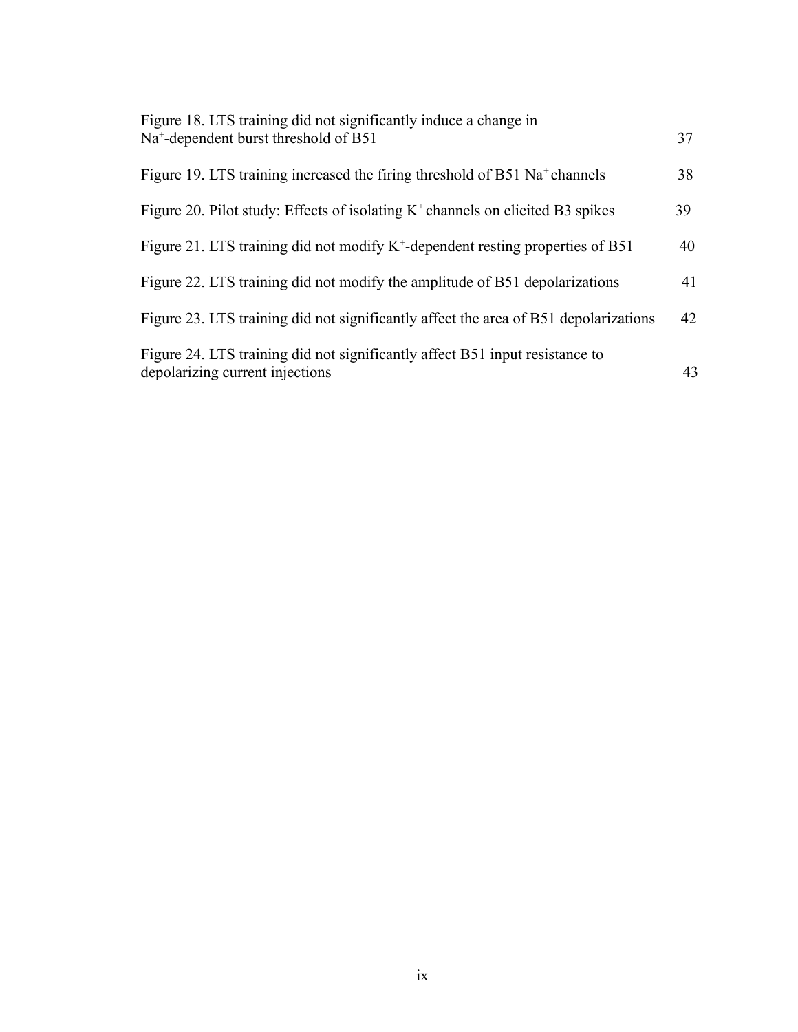Figure 18. LTS training did not significantly induce a change in $Na^+$-dependent burst threshold of B51 37

Figure 19. LTS training increased the firing threshold of B51 $Na^+$ channels 38

Figure 20. Pilot study: Effects of isolating $K^+$ channels on elicited B3 spikes 39

Figure 21. LTS training did not modify $K^+$-dependent resting properties of B51 40

Figure 22. LTS training did not modify the amplitude of B51 depolarizations 41

Figure 23. LTS training did not significantly affect the area of B51 depolarizations 42

Figure 24. LTS training did not significantly affect B51 input resistance to depolarizing current injections 43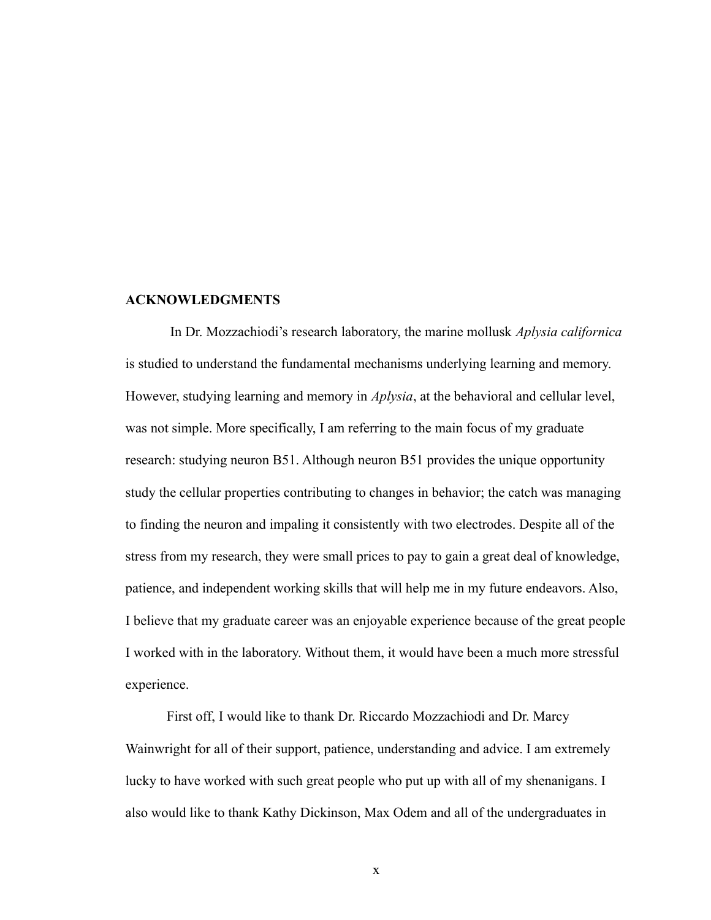## ACKNOWLEDGMENTS

In Dr. Mozzachiodi's research laboratory, the marine mollusk *Aplysia californica* is studied to understand the fundamental mechanisms underlying learning and memory. However, studying learning and memory in *Aplysia*, at the behavioral and cellular level, was not simple. More specifically, I am referring to the main focus of my graduate research: studying neuron B51. Although neuron B51 provides the unique opportunity study the cellular properties contributing to changes in behavior; the catch was managing to finding the neuron and impaling it consistently with two electrodes. Despite all of the stress from my research, they were small prices to pay to gain a great deal of knowledge, patience, and independent working skills that will help me in my future endeavors. Also, I believe that my graduate career was an enjoyable experience because of the great people I worked with in the laboratory. Without them, it would have been a much more stressful experience.

First off, I would like to thank Dr. Riccardo Mozzachiodi and Dr. Marcy Wainwright for all of their support, patience, understanding and advice. I am extremely lucky to have worked with such great people who put up with all of my shenanigans. I also would like to thank Kathy Dickinson, Max Odem and all of the undergraduates in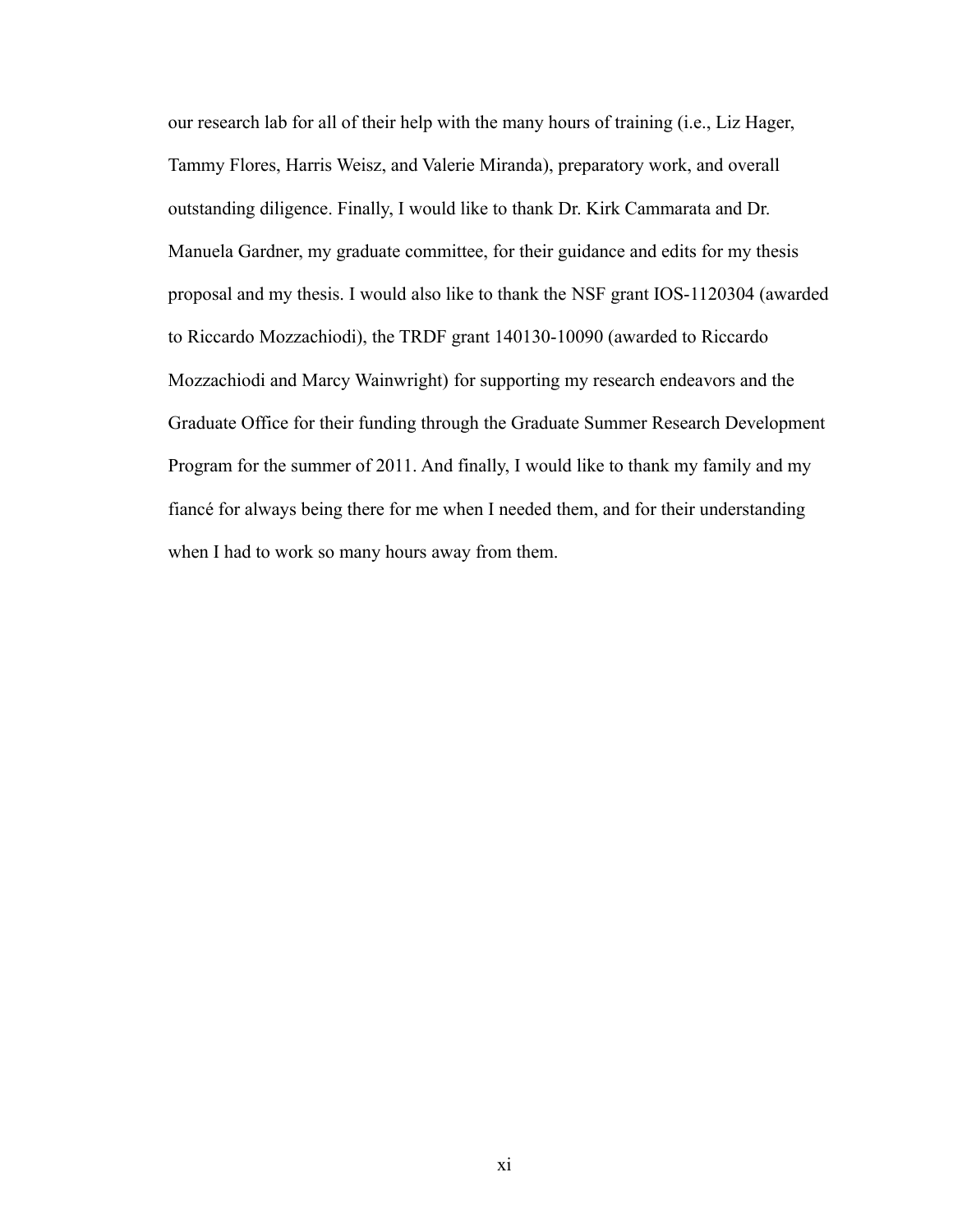our research lab for all of their help with the many hours of training (i.e., Liz Hager, Tammy Flores, Harris Weisz, and Valerie Miranda), preparatory work, and overall outstanding diligence. Finally, I would like to thank Dr. Kirk Cammarata and Dr. Manuela Gardner, my graduate committee, for their guidance and edits for my thesis proposal and my thesis. I would also like to thank the NSF grant IOS-1120304 (awarded to Riccardo Mozzachiodi), the TRDF grant 140130-10090 (awarded to Riccardo Mozzachiodi and Marcy Wainwright) for supporting my research endeavors and the Graduate Office for their funding through the Graduate Summer Research Development Program for the summer of 2011. And finally, I would like to thank my family and my fiancé for always being there for me when I needed them, and for their understanding when I had to work so many hours away from them.